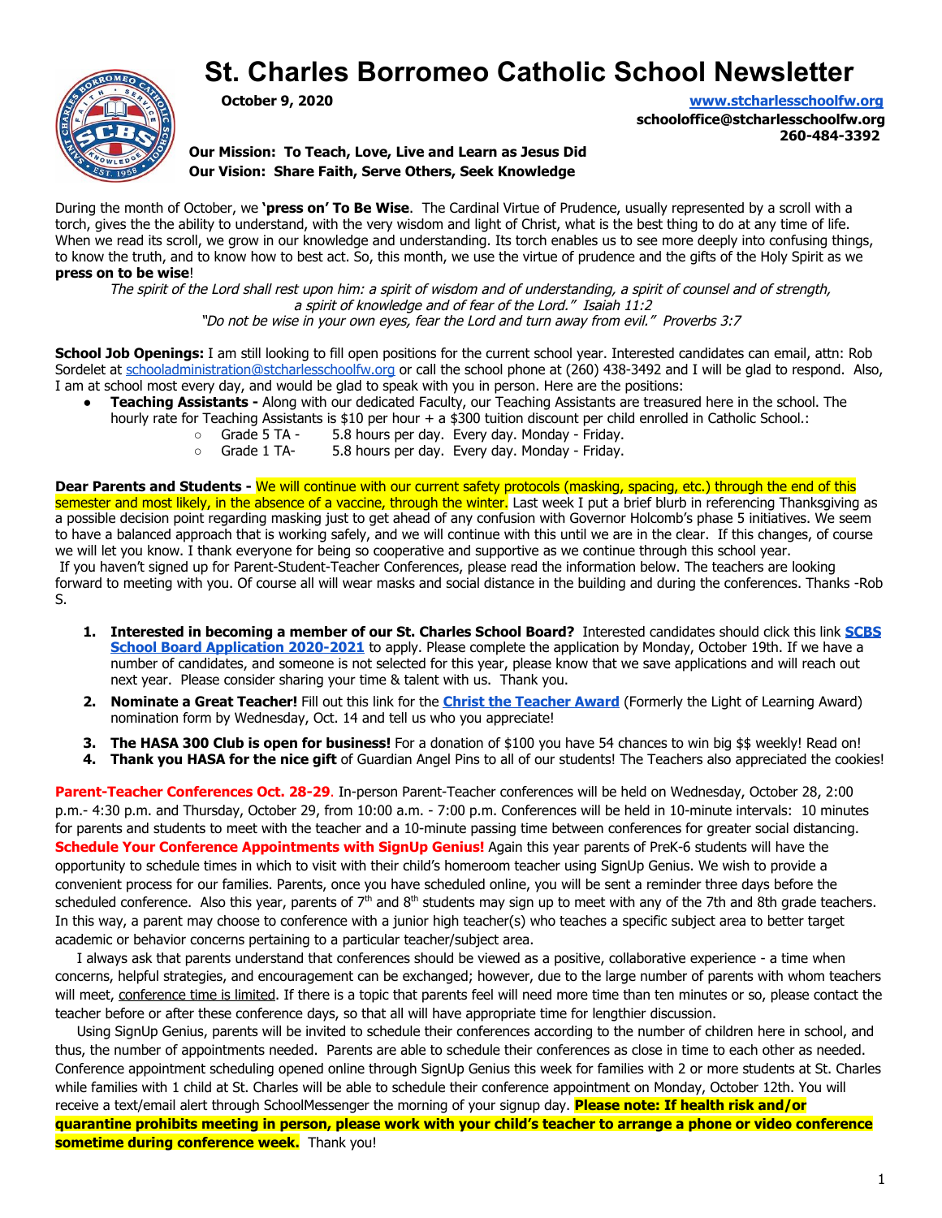# St. Charles Borromeo Catholic School Newsletter

**October 9, 2020**

**www.stcharlesschoolfw.org**
**schooloffice@stcharlesschoolfw.org**
**260-484-3392**

**Our Mission: To Teach, Love, Live and Learn as Jesus Did**
**Our Vision: Share Faith, Serve Others, Seek Knowledge**

During the month of October, we **'press on' To Be Wise**. The Cardinal Virtue of Prudence, usually represented by a scroll with a torch, gives the the ability to understand, with the very wisdom and light of Christ, what is the best thing to do at any time of life. When we read its scroll, we grow in our knowledge and understanding. Its torch enables us to see more deeply into confusing things, to know the truth, and to know how to best act. So, this month, we use the virtue of prudence and the gifts of the Holy Spirit as we **press on to be wise**!

*The spirit of the Lord shall rest upon him: a spirit of wisdom and of understanding, a spirit of counsel and of strength, a spirit of knowledge and of fear of the Lord." Isaiah 11:2*
*"Do not be wise in your own eyes, fear the Lord and turn away from evil." Proverbs 3:7*

**School Job Openings:** I am still looking to fill open positions for the current school year. Interested candidates can email, attn: Rob Sordelet at schooladministration@stcharlesschoolfw.org or call the school phone at (260) 438-3492 and I will be glad to respond. Also, I am at school most every day, and would be glad to speak with you in person. Here are the positions:

- **Teaching Assistants -** Along with our dedicated Faculty, our Teaching Assistants are treasured here in the school. The hourly rate for Teaching Assistants is $10 per hour + a $300 tuition discount per child enrolled in Catholic School.:
  - Grade 5 TA - 5.8 hours per day. Every day. Monday - Friday.
  - Grade 1 TA- 5.8 hours per day. Every day. Monday - Friday.

**Dear Parents and Students -** We will continue with our current safety protocols (masking, spacing, etc.) through the end of this semester and most likely, in the absence of a vaccine, through the winter. Last week I put a brief blurb in referencing Thanksgiving as a possible decision point regarding masking just to get ahead of any confusion with Governor Holcomb's phase 5 initiatives. We seem to have a balanced approach that is working safely, and we will continue with this until we are in the clear. If this changes, of course we will let you know. I thank everyone for being so cooperative and supportive as we continue through this school year.
If you haven't signed up for Parent-Student-Teacher Conferences, please read the information below. The teachers are looking forward to meeting with you. Of course all will wear masks and social distance in the building and during the conferences. Thanks -Rob S.

1. **Interested in becoming a member of our St. Charles School Board?** Interested candidates should click this link **SCBS School Board Application 2020-2021** to apply. Please complete the application by Monday, October 19th. If we have a number of candidates, and someone is not selected for this year, please know that we save applications and will reach out next year. Please consider sharing your time & talent with us. Thank you.
2. **Nominate a Great Teacher!** Fill out this link for the **Christ the Teacher Award** (Formerly the Light of Learning Award) nomination form by Wednesday, Oct. 14 and tell us who you appreciate!
3. **The HASA 300 Club is open for business!** For a donation of $100 you have 54 chances to win big $$ weekly! Read on!
4. **Thank you HASA for the nice gift** of Guardian Angel Pins to all of our students! The Teachers also appreciated the cookies!

**Parent-Teacher Conferences Oct. 28-29**. In-person Parent-Teacher conferences will be held on Wednesday, October 28, 2:00 p.m.- 4:30 p.m. and Thursday, October 29, from 10:00 a.m. - 7:00 p.m. Conferences will be held in 10-minute intervals: 10 minutes for parents and students to meet with the teacher and a 10-minute passing time between conferences for greater social distancing. **Schedule Your Conference Appointments with SignUp Genius!** Again this year parents of PreK-6 students will have the opportunity to schedule times in which to visit with their child's homeroom teacher using SignUp Genius. We wish to provide a convenient process for our families. Parents, once you have scheduled online, you will be sent a reminder three days before the scheduled conference. Also this year, parents of 7th and 8th students may sign up to meet with any of the 7th and 8th grade teachers. In this way, a parent may choose to conference with a junior high teacher(s) who teaches a specific subject area to better target academic or behavior concerns pertaining to a particular teacher/subject area.

I always ask that parents understand that conferences should be viewed as a positive, collaborative experience - a time when concerns, helpful strategies, and encouragement can be exchanged; however, due to the large number of parents with whom teachers will meet, conference time is limited. If there is a topic that parents feel will need more time than ten minutes or so, please contact the teacher before or after these conference days, so that all will have appropriate time for lengthier discussion.

Using SignUp Genius, parents will be invited to schedule their conferences according to the number of children here in school, and thus, the number of appointments needed. Parents are able to schedule their conferences as close in time to each other as needed. Conference appointment scheduling opened online through SignUp Genius this week for families with 2 or more students at St. Charles while families with 1 child at St. Charles will be able to schedule their conference appointment on Monday, October 12th. You will receive a text/email alert through SchoolMessenger the morning of your signup day. **Please note: If health risk and/or quarantine prohibits meeting in person, please work with your child's teacher to arrange a phone or video conference sometime during conference week.** Thank you!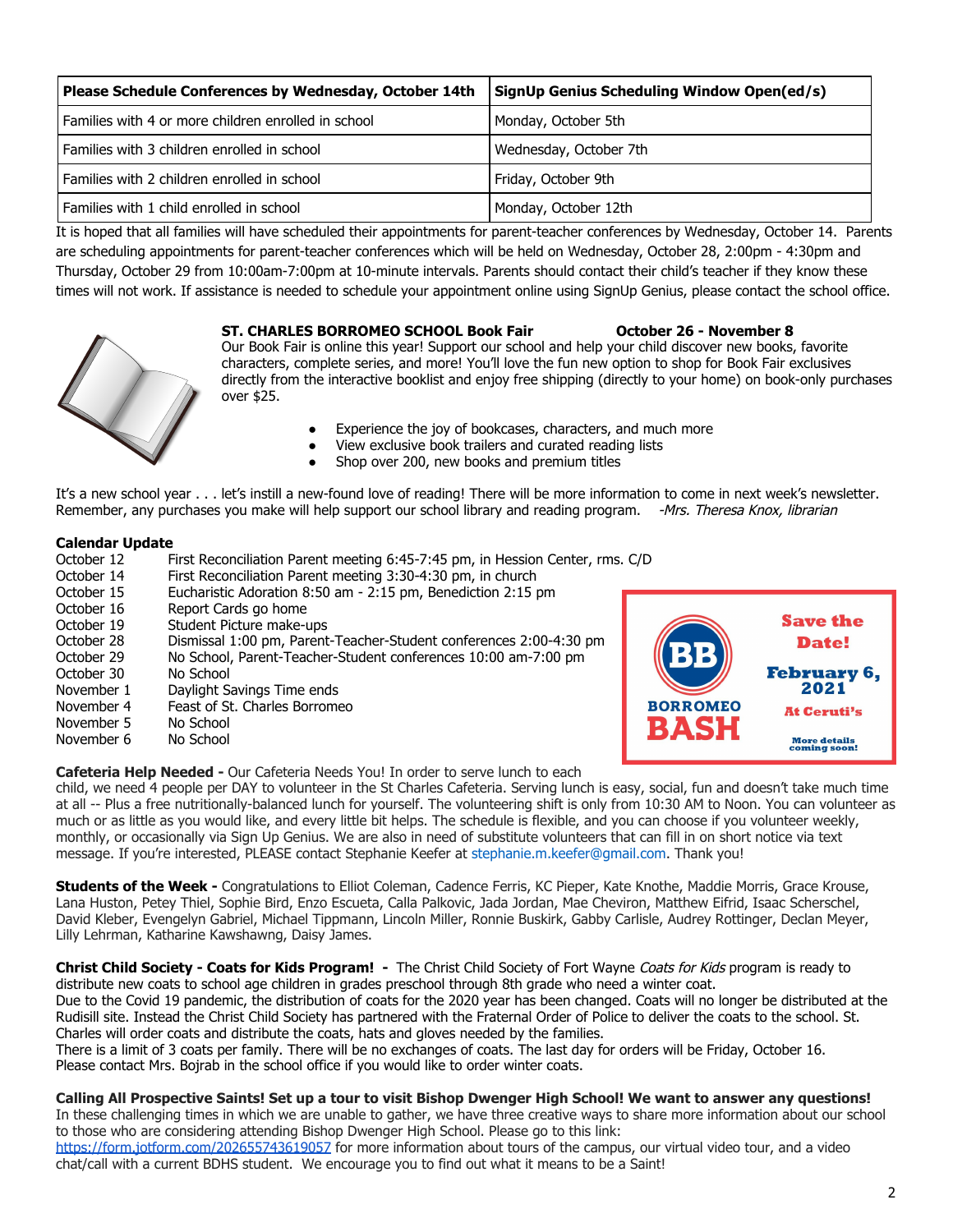| Please Schedule Conferences by Wednesday, October 14th | SignUp Genius Scheduling Window Open(ed/s) |
|---|---|
| Families with 4 or more children enrolled in school | Monday, October 5th |
| Families with 3 children enrolled in school | Wednesday, October 7th |
| Families with 2 children enrolled in school | Friday, October 9th |
| Families with 1 child enrolled in school | Monday, October 12th |

It is hoped that all families will have scheduled their appointments for parent-teacher conferences by Wednesday, October 14. Parents are scheduling appointments for parent-teacher conferences which will be held on Wednesday, October 28, 2:00pm - 4:30pm and Thursday, October 29 from 10:00am-7:00pm at 10-minute intervals. Parents should contact their child's teacher if they know these times will not work. If assistance is needed to schedule your appointment online using SignUp Genius, please contact the school office.

**ST. CHARLES BORROMEO SCHOOL Book Fair October 26 - November 8**

Our Book Fair is online this year! Support our school and help your child discover new books, favorite characters, complete series, and more! You'll love the fun new option to shop for Book Fair exclusives directly from the interactive booklist and enjoy free shipping (directly to your home) on book-only purchases over $25.

- Experience the joy of bookcases, characters, and much more
- View exclusive book trailers and curated reading lists
- Shop over 200, new books and premium titles

It's a new school year . . . let's instill a new-found love of reading! There will be more information to come in next week's newsletter. Remember, any purchases you make will help support our school library and reading program. *-Mrs. Theresa Knox, librarian*

**Calendar Update**

| | |
|---|---|
| October 12 | First Reconciliation Parent meeting 6:45-7:45 pm, in Hession Center, rms. C/D |
| October 14 | First Reconciliation Parent meeting 3:30-4:30 pm, in church |
| October 15 | Eucharistic Adoration 8:50 am - 2:15 pm, Benediction 2:15 pm |
| October 16 | Report Cards go home |
| October 19 | Student Picture make-ups |
| October 28 | Dismissal 1:00 pm, Parent-Teacher-Student conferences 2:00-4:30 pm |
| October 29 | No School, Parent-Teacher-Student conferences 10:00 am-7:00 pm |
| October 30 | No School |
| November 1 | Daylight Savings Time ends |
| November 4 | Feast of St. Charles Borromeo |
| November 5 | No School |
| November 6 | No School |

BB BORROMEO BASH

**Save the Date!**

**February 6, 2021**

**At Ceruti's**

More details coming soon!

**Cafeteria Help Needed -** Our Cafeteria Needs You! In order to serve lunch to each child, we need 4 people per DAY to volunteer in the St Charles Cafeteria. Serving lunch is easy, social, fun and doesn't take much time at all -- Plus a free nutritionally-balanced lunch for yourself. The volunteering shift is only from 10:30 AM to Noon. You can volunteer as much or as little as you would like, and every little bit helps. The schedule is flexible, and you can choose if you volunteer weekly, monthly, or occasionally via Sign Up Genius. We are also in need of substitute volunteers that can fill in on short notice via text message. If you're interested, PLEASE contact Stephanie Keefer at stephanie.m.keefer@gmail.com. Thank you!

**Students of the Week -** Congratulations to Elliot Coleman, Cadence Ferris, KC Pieper, Kate Knothe, Maddie Morris, Grace Krouse, Lana Huston, Petey Thiel, Sophie Bird, Enzo Escueta, Calla Palkovic, Jada Jordan, Mae Cheviron, Matthew Eifrid, Isaac Scherschel, David Kleber, Evengelyn Gabriel, Michael Tippmann, Lincoln Miller, Ronnie Buskirk, Gabby Carlisle, Audrey Rottinger, Declan Meyer, Lilly Lehrman, Katharine Kawshawng, Daisy James.

**Christ Child Society - Coats for Kids Program! -** The Christ Child Society of Fort Wayne *Coats for Kids* program is ready to distribute new coats to school age children in grades preschool through 8th grade who need a winter coat.
Due to the Covid 19 pandemic, the distribution of coats for the 2020 year has been changed. Coats will no longer be distributed at the Rudisill site. Instead the Christ Child Society has partnered with the Fraternal Order of Police to deliver the coats to the school. St. Charles will order coats and distribute the coats, hats and gloves needed by the families.
There is a limit of 3 coats per family. There will be no exchanges of coats. The last day for orders will be Friday, October 16.
Please contact Mrs. Bojrab in the school office if you would like to order winter coats.

**Calling All Prospective Saints! Set up a tour to visit Bishop Dwenger High School! We want to answer any questions!**
In these challenging times in which we are unable to gather, we have three creative ways to share more information about our school to those who are considering attending Bishop Dwenger High School. Please go to this link:
https://form.jotform.com/202655743619057 for more information about tours of the campus, our virtual video tour, and a video chat/call with a current BDHS student. We encourage you to find out what it means to be a Saint!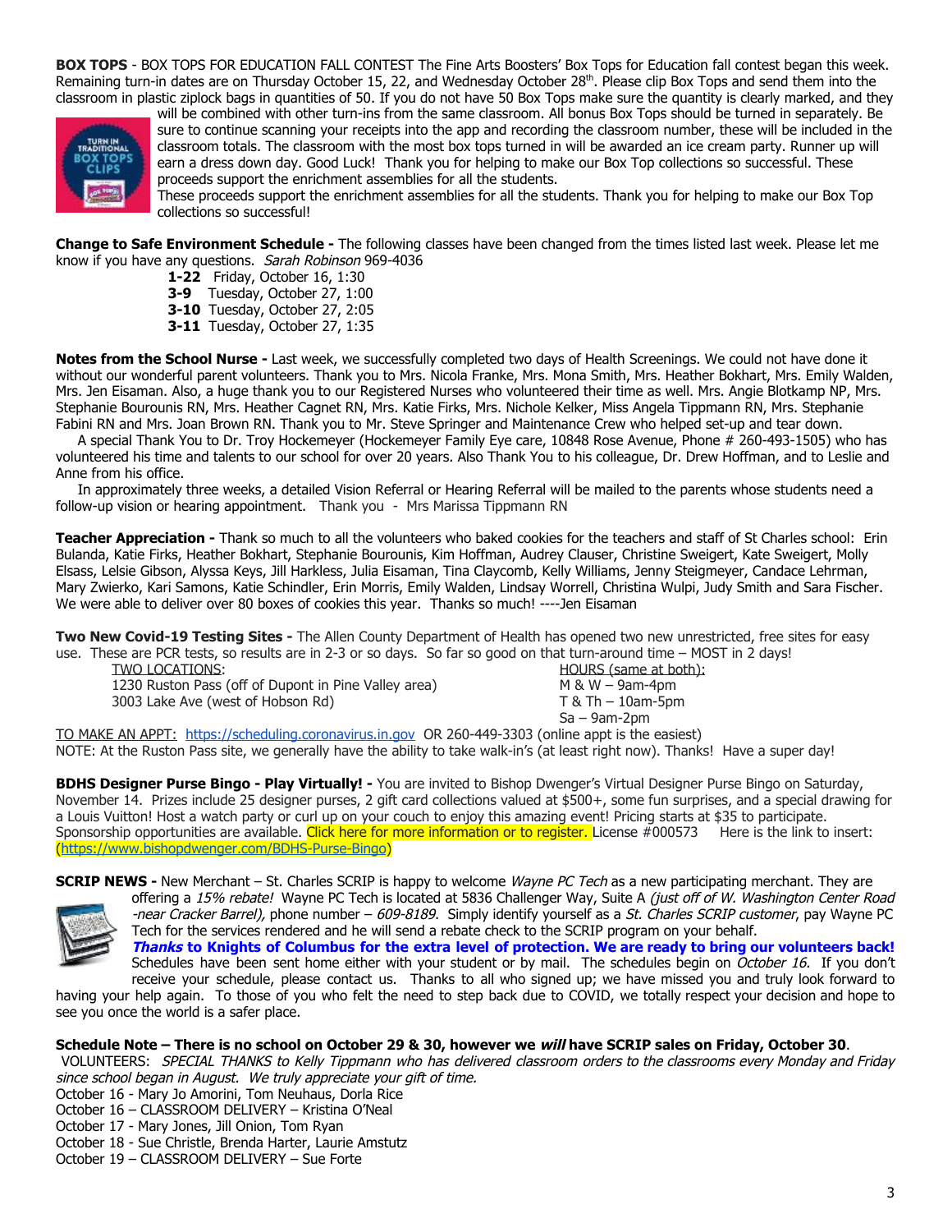**BOX TOPS** - BOX TOPS FOR EDUCATION FALL CONTEST The Fine Arts Boosters' Box Tops for Education fall contest began this week. Remaining turn-in dates are on Thursday October 15, 22, and Wednesday October 28th. Please clip Box Tops and send them into the classroom in plastic ziplock bags in quantities of 50. If you do not have 50 Box Tops make sure the quantity is clearly marked, and they will be combined with other turn-ins from the same classroom. All bonus Box Tops should be turned in separately. Be sure to continue scanning your receipts into the app and recording the classroom number, these will be included in the classroom totals. The classroom with the most box tops turned in will be awarded an ice cream party. Runner up will earn a dress down day. Good Luck! Thank you for helping to make our Box Top collections so successful. These proceeds support the enrichment assemblies for all the students.

These proceeds support the enrichment assemblies for all the students. Thank you for helping to make our Box Top collections so successful!

**Change to Safe Environment Schedule -** The following classes have been changed from the times listed last week. Please let me know if you have any questions. *Sarah Robinson* 969-4036

- **1-22** Friday, October 16, 1:30
- **3-9** Tuesday, October 27, 1:00
- **3-10** Tuesday, October 27, 2:05
- **3-11** Tuesday, October 27, 1:35

**Notes from the School Nurse -** Last week, we successfully completed two days of Health Screenings. We could not have done it without our wonderful parent volunteers. Thank you to Mrs. Nicola Franke, Mrs. Mona Smith, Mrs. Heather Bokhart, Mrs. Emily Walden, Mrs. Jen Eisaman. Also, a huge thank you to our Registered Nurses who volunteered their time as well. Mrs. Angie Blotkamp NP, Mrs. Stephanie Bourounis RN, Mrs. Heather Cagnet RN, Mrs. Katie Firks, Mrs. Nichole Kelker, Miss Angela Tippmann RN, Mrs. Stephanie Fabini RN and Mrs. Joan Brown RN. Thank you to Mr. Steve Springer and Maintenance Crew who helped set-up and tear down.

A special Thank You to Dr. Troy Hockemeyer (Hockemeyer Family Eye care, 10848 Rose Avenue, Phone # 260-493-1505) who has volunteered his time and talents to our school for over 20 years. Also Thank You to his colleague, Dr. Drew Hoffman, and to Leslie and Anne from his office.

In approximately three weeks, a detailed Vision Referral or Hearing Referral will be mailed to the parents whose students need a follow-up vision or hearing appointment. Thank you - Mrs Marissa Tippmann RN

**Teacher Appreciation -** Thank so much to all the volunteers who baked cookies for the teachers and staff of St Charles school: Erin Bulanda, Katie Firks, Heather Bokhart, Stephanie Bourounis, Kim Hoffman, Audrey Clauser, Christine Sweigert, Kate Sweigert, Molly Elsass, Lelsie Gibson, Alyssa Keys, Jill Harkless, Julia Eisaman, Tina Claycomb, Kelly Williams, Jenny Steigmeyer, Candace Lehrman, Mary Zwierko, Kari Samons, Katie Schindler, Erin Morris, Emily Walden, Lindsay Worrell, Christina Wulpi, Judy Smith and Sara Fischer. We were able to deliver over 80 boxes of cookies this year. Thanks so much! ----Jen Eisaman

**Two New Covid-19 Testing Sites -** The Allen County Department of Health has opened two new unrestricted, free sites for easy use. These are PCR tests, so results are in 2-3 or so days. So far so good on that turn-around time – MOST in 2 days!

| TWO LOCATIONS: | HOURS (same at both): |
|---|---|
| 1230 Ruston Pass (off of Dupont in Pine Valley area) | M & W – 9am-4pm |
| 3003 Lake Ave (west of Hobson Rd) | T & Th – 10am-5pm |
| | Sa – 9am-2pm |

TO MAKE AN APPT: https://scheduling.coronavirus.in.gov OR 260-449-3303 (online appt is the easiest)
NOTE: At the Ruston Pass site, we generally have the ability to take walk-in's (at least right now). Thanks! Have a super day!

**BDHS Designer Purse Bingo - Play Virtually! -** You are invited to Bishop Dwenger's Virtual Designer Purse Bingo on Saturday, November 14. Prizes include 25 designer purses, 2 gift card collections valued at $500+, some fun surprises, and a special drawing for a Louis Vuitton! Host a watch party or curl up on your couch to enjoy this amazing event! Pricing starts at $35 to participate. Sponsorship opportunities are available. Click here for more information or to register. License #000573 Here is the link to insert: (https://www.bishopdwenger.com/BDHS-Purse-Bingo)

**SCRIP NEWS -** New Merchant – St. Charles SCRIP is happy to welcome *Wayne PC Tech* as a new participating merchant. They are offering a *15% rebate!* Wayne PC Tech is located at 5836 Challenger Way, Suite A *(just off of W. Washington Center Road -near Cracker Barrel),* phone number – *609-8189.* Simply identify yourself as a *St. Charles SCRIP customer*, pay Wayne PC Tech for the services rendered and he will send a rebate check to the SCRIP program on your behalf.

***Thanks* to Knights of Columbus for the extra level of protection. We are ready to bring our volunteers back!** Schedules have been sent home either with your student or by mail. The schedules begin on *October 16.* If you don't receive your schedule, please contact us. Thanks to all who signed up; we have missed you and truly look forward to having your help again. To those of you who felt the need to step back due to COVID, we totally respect your decision and hope to see you once the world is a safer place.

**Schedule Note – There is no school on October 29 & 30, however we *will* have SCRIP sales on Friday, October 30**.

VOLUNTEERS: *SPECIAL THANKS to Kelly Tippmann who has delivered classroom orders to the classrooms every Monday and Friday since school began in August. We truly appreciate your gift of time.*

October 16 - Mary Jo Amorini, Tom Neuhaus, Dorla Rice
October 16 – CLASSROOM DELIVERY – Kristina O'Neal
October 17 - Mary Jones, Jill Onion, Tom Ryan
October 18 - Sue Christle, Brenda Harter, Laurie Amstutz
October 19 – CLASSROOM DELIVERY – Sue Forte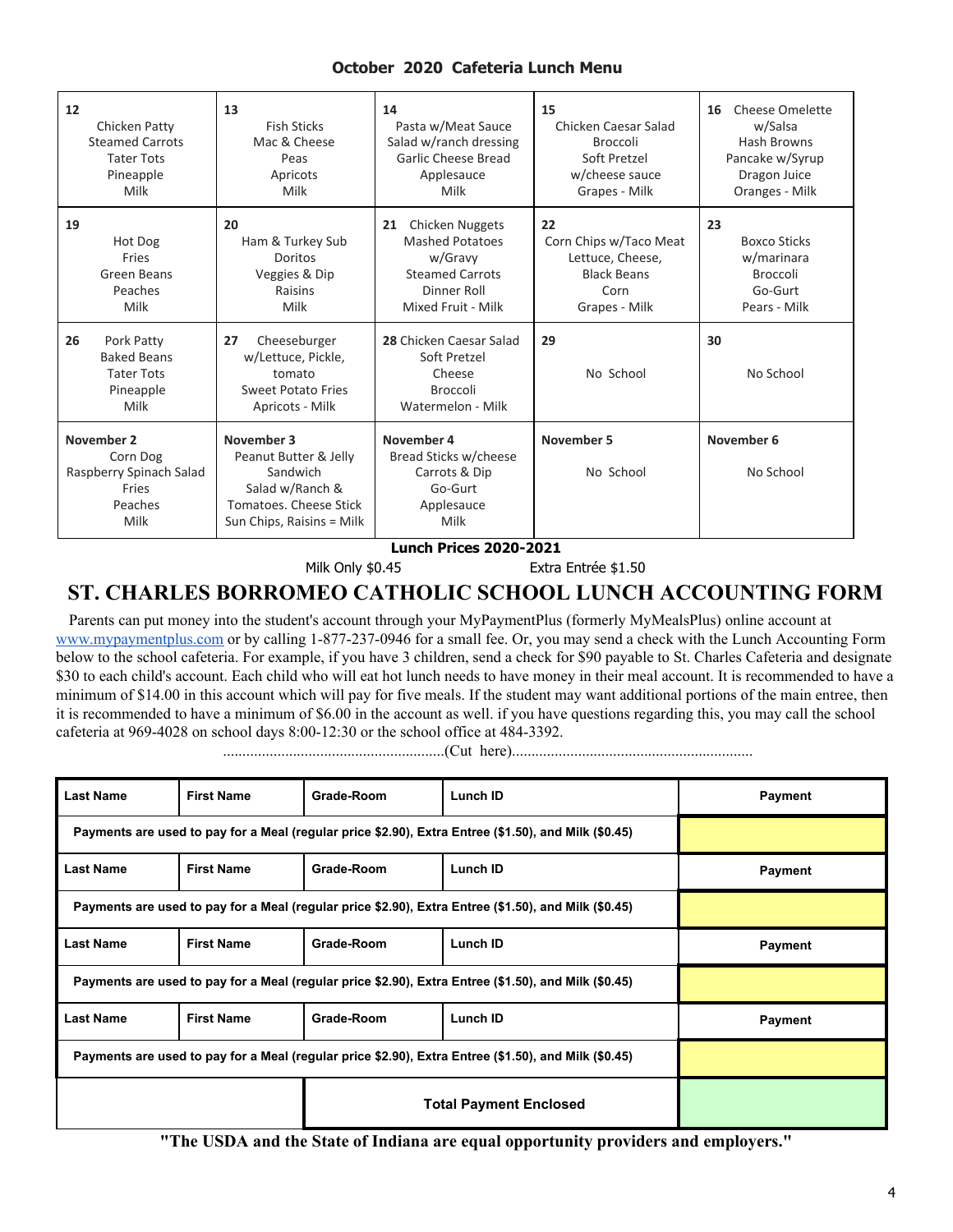## October 2020 Cafeteria Lunch Menu

| | | | | |
|---|---|---|---|---|
| **12** Chicken Patty Steamed Carrots Tater Tots Pineapple Milk | **13** Fish Sticks Mac & Cheese Peas Apricots Milk | **14** Pasta w/Meat Sauce Salad w/ranch dressing Garlic Cheese Bread Applesauce Milk | **15** Chicken Caesar Salad Broccoli Soft Pretzel w/cheese sauce Grapes - Milk | **16** Cheese Omelette w/Salsa Hash Browns Pancake w/Syrup Dragon Juice Oranges - Milk |
| **19** Hot Dog Fries Green Beans Peaches Milk | **20** Ham & Turkey Sub Doritos Veggies & Dip Raisins Milk | **21** Chicken Nuggets Mashed Potatoes w/Gravy Steamed Carrots Dinner Roll Mixed Fruit - Milk | **22** Corn Chips w/Taco Meat Lettuce, Cheese, Black Beans Corn Grapes - Milk | **23** Boxco Sticks w/marinara Broccoli Go-Gurt Pears - Milk |
| **26** Pork Patty Baked Beans Tater Tots Pineapple Milk | **27** Cheeseburger w/Lettuce, Pickle, tomato Sweet Potato Fries Apricots - Milk | **28** Chicken Caesar Salad Soft Pretzel Cheese Broccoli Watermelon - Milk | **29** No School | **30** No School |
| **November 2** Corn Dog Raspberry Spinach Salad Fries Peaches Milk | **November 3** Peanut Butter & Jelly Sandwich Salad w/Ranch & Tomatoes. Cheese Stick Sun Chips, Raisins = Milk | **November 4** Bread Sticks w/cheese Carrots & Dip Go-Gurt Applesauce Milk | **November 5** No School | **November 6** No School |

**Lunch Prices 2020-2021**

Milk Only $0.45 Extra Entrée $1.50

# ST. CHARLES BORROMEO CATHOLIC SCHOOL LUNCH ACCOUNTING FORM

Parents can put money into the student's account through your MyPaymentPlus (formerly MyMealsPlus) online account at www.mypaymentplus.com or by calling 1-877-237-0946 for a small fee. Or, you may send a check with the Lunch Accounting Form below to the school cafeteria. For example, if you have 3 children, send a check for $90 payable to St. Charles Cafeteria and designate $30 to each child's account. Each child who will eat hot lunch needs to have money in their meal account. It is recommended to have a minimum of $14.00 in this account which will pay for five meals. If the student may want additional portions of the main entree, then it is recommended to have a minimum of $6.00 in the account as well. if you have questions regarding this, you may call the school cafeteria at 969-4028 on school days 8:00-12:30 or the school office at 484-3392.

........................................................(Cut here).............................................................

| Last Name | First Name | Grade-Room | Lunch ID | Payment |
|---|---|---|---|---|
| Payments are used to pay for a Meal (regular price $2.90), Extra Entree ($1.50), and Milk ($0.45) | | | | |
| **Last Name** | **First Name** | **Grade-Room** | **Lunch ID** | **Payment** |
| Payments are used to pay for a Meal (regular price $2.90), Extra Entree ($1.50), and Milk ($0.45) | | | | |
| **Last Name** | **First Name** | **Grade-Room** | **Lunch ID** | **Payment** |
| Payments are used to pay for a Meal (regular price $2.90), Extra Entree ($1.50), and Milk ($0.45) | | | | |
| **Last Name** | **First Name** | **Grade-Room** | **Lunch ID** | **Payment** |
| Payments are used to pay for a Meal (regular price $2.90), Extra Entree ($1.50), and Milk ($0.45) | | | | |
| | | **Total Payment Enclosed** | | |

**"The USDA and the State of Indiana are equal opportunity providers and employers."**